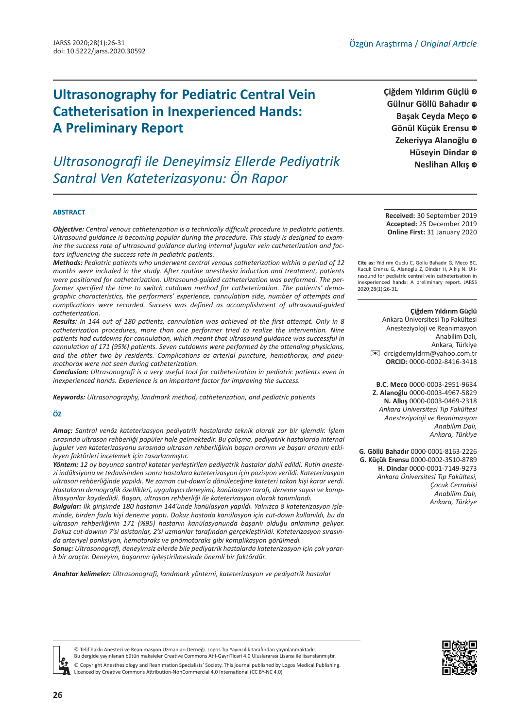Özgün Araştırma / *Original Article*

# Ultrasonography for Pediatric Central Vein Catheterisation in Inexperienced Hands: A Preliminary Report

## *Ultrasonografi ile Deneyimsiz Ellerde Pediyatrik Santral Ven Kateterizasyonu: Ön Rapor*

**Çiğdem Yıldırım Güçlü**
**Gülnur Göllü Bahadır**
**Başak Ceyda Meço**
**Gönül Küçük Erensu**
**Zekeriyya Alanoğlu**
**Hüseyin Dindar**
**Neslihan Alkış**

### ABSTRACT

***Objective:*** *Central venous catheterization is a technically difficult procedure in pediatric patients. Ultrasound guidance is becoming popular during the procedure. This study is designed to examine the success rate of ultrasound guidance during internal jugular vein catheterization and factors influencing the success rate in pediatric patients.*

***Methods:*** *Pediatric patients who underwent central venous catheterization within a period of 12 months were included in the study. After routine anesthesia induction and treatment, patients were positioned for catheterization. Ultrasound-guided catheterization was performed. The performer specified the time to switch cutdown method for catheterization. The patients' demographic characteristics, the performers' experience, cannulation side, number of attempts and complications were recorded. Success was defined as accomplishment of ultrasound-guided catheterization.*

***Results:*** *In 144 out of 180 patients, cannulation was achieved at the first attempt. Only in 8 catheterization procedures, more than one performer tried to realize the intervention. Nine patients had cutdowns for cannulation, which meant that ultrasound guidance was successful in cannulation of 171 (95%) patients. Seven cutdowns were performed by the attending physicians, and the other two by residents. Complications as arterial puncture, hemothorax, and pneumothorax were not seen during catheterization.*

***Conclusion:*** *Ultrasonography is a very useful tool for catheterization in pediatric patients even in inexperienced hands. Experience is an important factor for improving the success.*

***Keywords:*** *Ultrasonography, landmark method, catheterization, and pediatric patients*

### ÖZ

***Amaç:*** *Santral venöz kateterizasyon pediyatrik hastalarda teknik olarak zor bir işlemdir. İşlem sırasında ultrason rehberliği popüler hale gelmektedir. Bu çalışma, pediyatrik hastalarda internal juguler ven kateterizasyonu sırasında ultrason rehberliğinin başarı oranını ve başarı oranını etkileyen faktörleri incelemek için tasarlanmıştır.*

***Yöntem:*** *12 ay boyunca santral kateter yerleştirilen pediyatrik hastalar dahil edildi. Rutin anestezi indüksiyonu ve tedavisinden sonra hastalara kateterizasyon için pozisyon verildi. Kateterizasyon ultrason rehberliğinde yapıldı. Ne zaman cut-down'a dönüleceğine kateteri takan kişi karar verdi. Hastaların demografik özellikleri, uygulayıcı deneyimi, kanülasyon tarafı, deneme sayısı ve komplikasyonlar kaydedildi. Başarı, ultrason rehberliği ile kateterizasyon olarak tanımlandı.*

***Bulgular:*** *İlk girişimde 180 hastanın 144'ünde kanülasyon yapıldı. Yalnızca 8 kateterizasyon işleminde, birden fazla kişi deneme yaptı. Dokuz hastada kanülasyon için cut-down kullanıldı, bu da ultrason rehberliğinin 171 (%95) hastanın kanülasyonunda başarılı olduğu anlamına geliyor. Dokuz cut-downın 7'si asistanlar, 2'si uzmanlar tarafından gerçekleştirildi. Kateterizasyon sırasında arteriyel ponksiyon, hemotoraks ve pnömotoraks gibi komplikasyonlar görülmedi.*

***Sonuç:*** *Ultrasonografi, deneyimsiz ellerde bile pediyatrik hastalarda kateterizasyon için çok yararlı bir araçtır. Deneyim, başarının iyileştirilmesinde önemli bir faktördür.*

***Anahtar kelimeler:*** *Ultrasonografi, landmark yöntemi, kateterizasyon ve pediyatrik hastalar*

---

**Received:** 30 September 2019
**Accepted:** 25 December 2019
**Online First:** 31 January 2020

**Cite as:** Yıldırım Guclu C, Gollu Bahadır G, Meco BC, Kucuk Erensu G, Alanoglu Z, Dindar H, Alkış N. Ultrasound for pediatric central vein catheterisation in inexperienced hands: A preliminary report. JARSS 2020;28(1):26-31.

**Çiğdem Yıldırım Güçlü**
Ankara Üniversitesi Tıp Fakültesi
Anesteziyoloji ve Reanimasyon Anabilim Dalı,
Ankara, Türkiye
✉ drcigdemyldrm@yahoo.com.tr
**ORCID:** 0000-0002-8416-3418

**B.C. Meco** 0000-0003-2951-9634
**Z. Alanoğlu** 0000-0003-4967-5829
**N. Alkış** 0000-0003-0469-2318
*Ankara Üniversitesi Tıp Fakültesi Anesteziyoloji ve Reanimasyon Anabilim Dalı, Ankara, Türkiye*

**G. Göllü Bahadır** 0000-0001-8163-2226
**G. Küçük Erensu** 0000-0002-3510-8789
**H. Dindar** 0000-0001-7149-9273
*Ankara Üniversitesi Tıp Fakültesi, Çocuk Cerrahisi Anabilim Dalı, Ankara, Türkiye*

© Telif hakkı Anestezi ve Reanimasyon Uzmanları Derneği. Logos Tıp Yayıncılık tarafından yayınlanmaktadır.
Bu dergide yayınlanan bütün makaleler Creative Commons Atıf-GayriTicari 4.0 Uluslararası Lisansı ile lisanslanmıştır.
© Copyright Anesthesiology and Reanimation Specialists' Society. This journal published by Logos Medical Publishing.
Licenced by Creative Commons Attribution-NonCommercial 4.0 International (CC BY-NC 4.0)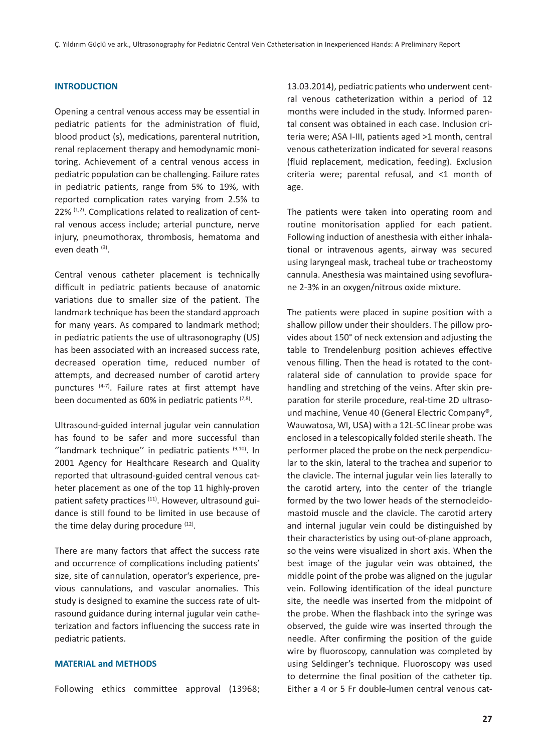## INTRODUCTION

Opening a central venous access may be essential in pediatric patients for the administration of fluid, blood product (s), medications, parenteral nutrition, renal replacement therapy and hemodynamic monitoring. Achievement of a central venous access in pediatric population can be challenging. Failure rates in pediatric patients, range from 5% to 19%, with reported complication rates varying from 2.5% to 22% [1,2]. Complications related to realization of central venous access include; arterial puncture, nerve injury, pneumothorax, thrombosis, hematoma and even death [3].

Central venous catheter placement is technically difficult in pediatric patients because of anatomic variations due to smaller size of the patient. The landmark technique has been the standard approach for many years. As compared to landmark method; in pediatric patients the use of ultrasonography (US) has been associated with an increased success rate, decreased operation time, reduced number of attempts, and decreased number of carotid artery punctures [4-7]. Failure rates at first attempt have been documented as 60% in pediatric patients [7,8].

Ultrasound-guided internal jugular vein cannulation has found to be safer and more successful than ''landmark technique'' in pediatric patients [9,10]. In 2001 Agency for Healthcare Research and Quality reported that ultrasound-guided central venous catheter placement as one of the top 11 highly-proven patient safety practices [11]. However, ultrasound guidance is still found to be limited in use because of the time delay during procedure [12].

There are many factors that affect the success rate and occurrence of complications including patients' size, site of cannulation, operator's experience, previous cannulations, and vascular anomalies. This study is designed to examine the success rate of ultrasound guidance during internal jugular vein catheterization and factors influencing the success rate in pediatric patients.

## MATERIAL and METHODS

Following ethics committee approval (13968; 13.03.2014), pediatric patients who underwent central venous catheterization within a period of 12 months were included in the study. Informed parental consent was obtained in each case. Inclusion criteria were; ASA I-III, patients aged >1 month, central venous catheterization indicated for several reasons (fluid replacement, medication, feeding). Exclusion criteria were; parental refusal, and <1 month of age.

The patients were taken into operating room and routine monitorisation applied for each patient. Following induction of anesthesia with either inhalational or intravenous agents, airway was secured using laryngeal mask, tracheal tube or tracheostomy cannula. Anesthesia was maintained using sevoflurane 2-3% in an oxygen/nitrous oxide mixture.

The patients were placed in supine position with a shallow pillow under their shoulders. The pillow provides about 150° of neck extension and adjusting the table to Trendelenburg position achieves effective venous filling. Then the head is rotated to the contralateral side of cannulation to provide space for handling and stretching of the veins. After skin preparation for sterile procedure, real-time 2D ultrasound machine, Venue 40 (General Electric Company®, Wauwatosa, WI, USA) with a 12L-SC linear probe was enclosed in a telescopically folded sterile sheath. The performer placed the probe on the neck perpendicular to the skin, lateral to the trachea and superior to the clavicle. The internal jugular vein lies laterally to the carotid artery, into the center of the triangle formed by the two lower heads of the sternocleidomastoid muscle and the clavicle. The carotid artery and internal jugular vein could be distinguished by their characteristics by using out-of-plane approach, so the veins were visualized in short axis. When the best image of the jugular vein was obtained, the middle point of the probe was aligned on the jugular vein. Following identification of the ideal puncture site, the needle was inserted from the midpoint of the probe. When the flashback into the syringe was observed, the guide wire was inserted through the needle. After confirming the position of the guide wire by fluoroscopy, cannulation was completed by using Seldinger's technique. Fluoroscopy was used to determine the final position of the catheter tip. Either a 4 or 5 Fr double-lumen central venous cat-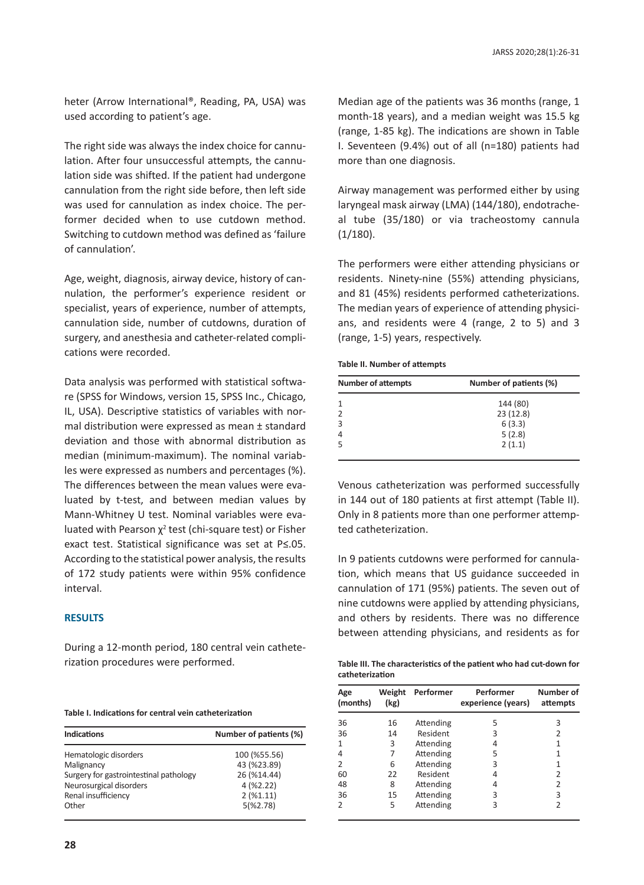heter (Arrow International®, Reading, PA, USA) was used according to patient's age.

The right side was always the index choice for cannulation. After four unsuccessful attempts, the cannulation side was shifted. If the patient had undergone cannulation from the right side before, then left side was used for cannulation as index choice. The performer decided when to use cutdown method. Switching to cutdown method was defined as 'failure of cannulation'.

Age, weight, diagnosis, airway device, history of cannulation, the performer's experience resident or specialist, years of experience, number of attempts, cannulation side, number of cutdowns, duration of surgery, and anesthesia and catheter-related complications were recorded.

Data analysis was performed with statistical software (SPSS for Windows, version 15, SPSS Inc., Chicago, IL, USA). Descriptive statistics of variables with normal distribution were expressed as mean ± standard deviation and those with abnormal distribution as median (minimum-maximum). The nominal variables were expressed as numbers and percentages (%). The differences between the mean values were evaluated by t-test, and between median values by Mann-Whitney U test. Nominal variables were evaluated with Pearson $\chi^2$ test (chi-square test) or Fisher exact test. Statistical significance was set at P≤.05. According to the statistical power analysis, the results of 172 study patients were within 95% confidence interval.

## RESULTS

During a 12-month period, 180 central vein catheterization procedures were performed.

**Table I. Indications for central vein catheterization**

| Indications | Number of patients (%) |
|---|---|
| Hematologic disorders | 100 (%55.56) |
| Malignancy | 43 (%23.89) |
| Surgery for gastrointestinal pathology | 26 (%14.44) |
| Neurosurgical disorders | 4 (%2.22) |
| Renal insufficiency | 2 (%1.11) |
| Other | 5(%2.78) |

Median age of the patients was 36 months (range, 1 month-18 years), and a median weight was 15.5 kg (range, 1-85 kg). The indications are shown in Table I. Seventeen (9.4%) out of all (n=180) patients had more than one diagnosis.

Airway management was performed either by using laryngeal mask airway (LMA) (144/180), endotracheal tube (35/180) or via tracheostomy cannula (1/180).

The performers were either attending physicians or residents. Ninety-nine (55%) attending physicians, and 81 (45%) residents performed catheterizations. The median years of experience of attending physicians, and residents were 4 (range, 2 to 5) and 3 (range, 1-5) years, respectively.

**Table II. Number of attempts**

| Number of attempts | Number of patients (%) |
|---|---|
| 1 | 144 (80) |
| 2 | 23 (12.8) |
| 3 | 6 (3.3) |
| 4 | 5 (2.8) |
| 5 | 2 (1.1) |

Venous catheterization was performed successfully in 144 out of 180 patients at first attempt (Table II). Only in 8 patients more than one performer attempted catheterization.

In 9 patients cutdowns were performed for cannulation, which means that US guidance succeeded in cannulation of 171 (95%) patients. The seven out of nine cutdowns were applied by attending physicians, and others by residents. There was no difference between attending physicians, and residents as for

**Table III. The characteristics of the patient who had cut-down for catheterization**

| Age (months) | Weight (kg) | Performer | Performer experience (years) | Number of attempts |
|---|---|---|---|---|
| 36 | 16 | Attending | 5 | 3 |
| 36 | 14 | Resident | 3 | 2 |
| 1 | 3 | Attending | 4 | 1 |
| 4 | 7 | Attending | 5 | 1 |
| 2 | 6 | Attending | 3 | 1 |
| 60 | 22 | Resident | 4 | 2 |
| 48 | 8 | Attending | 4 | 2 |
| 36 | 15 | Attending | 3 | 3 |
| 2 | 5 | Attending | 3 | 2 |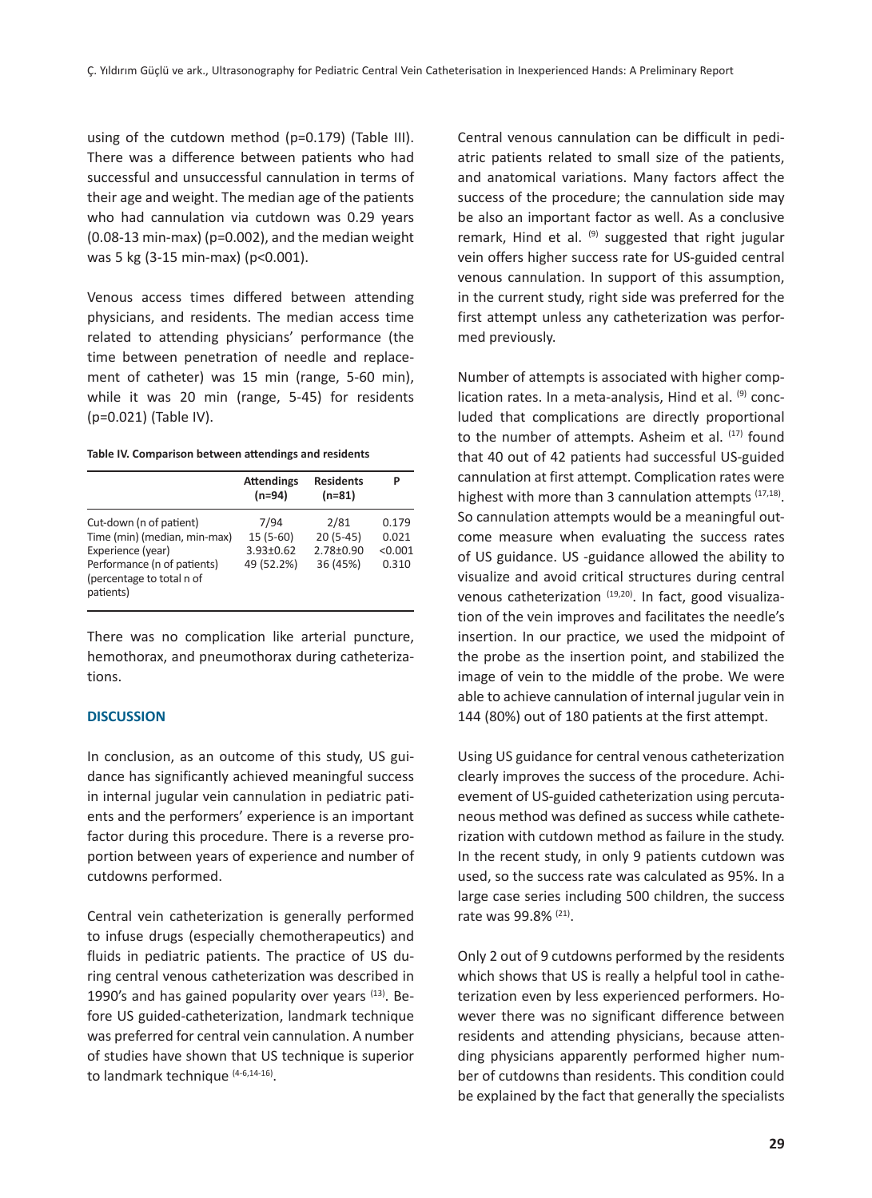using of the cutdown method (p=0.179) (Table III). There was a difference between patients who had successful and unsuccessful cannulation in terms of their age and weight. The median age of the patients who had cannulation via cutdown was 0.29 years (0.08-13 min-max) (p=0.002), and the median weight was 5 kg (3-15 min-max) (p<0.001).

Venous access times differed between attending physicians, and residents. The median access time related to attending physicians' performance (the time between penetration of needle and replacement of catheter) was 15 min (range, 5-60 min), while it was 20 min (range, 5-45) for residents (p=0.021) (Table IV).

**Table IV. Comparison between attendings and residents**

| | Attendings (n=94) | Residents (n=81) | P |
|---|---|---|---|
| Cut-down (n of patient) | 7/94 | 2/81 | 0.179 |
| Time (min) (median, min-max) | 15 (5-60) | 20 (5-45) | 0.021 |
| Experience (year) | 3.93±0.62 | 2.78±0.90 | <0.001 |
| Performance (n of patients) (percentage to total n of patients) | 49 (52.2%) | 36 (45%) | 0.310 |

There was no complication like arterial puncture, hemothorax, and pneumothorax during catheterizations.

## DISCUSSION

In conclusion, as an outcome of this study, US guidance has significantly achieved meaningful success in internal jugular vein cannulation in pediatric patients and the performers' experience is an important factor during this procedure. There is a reverse proportion between years of experience and number of cutdowns performed.

Central vein catheterization is generally performed to infuse drugs (especially chemotherapeutics) and fluids in pediatric patients. The practice of US during central venous catheterization was described in 1990's and has gained popularity over years [13]. Before US guided-catheterization, landmark technique was preferred for central vein cannulation. A number of studies have shown that US technique is superior to landmark technique [4-6,14-16].

Central venous cannulation can be difficult in pediatric patients related to small size of the patients, and anatomical variations. Many factors affect the success of the procedure; the cannulation side may be also an important factor as well. As a conclusive remark, Hind et al. [9] suggested that right jugular vein offers higher success rate for US-guided central venous cannulation. In support of this assumption, in the current study, right side was preferred for the first attempt unless any catheterization was performed previously.

Number of attempts is associated with higher complication rates. In a meta-analysis, Hind et al. [9] concluded that complications are directly proportional to the number of attempts. Asheim et al. [17] found that 40 out of 42 patients had successful US-guided cannulation at first attempt. Complication rates were highest with more than 3 cannulation attempts [17,18]. So cannulation attempts would be a meaningful outcome measure when evaluating the success rates of US guidance. US -guidance allowed the ability to visualize and avoid critical structures during central venous catheterization [19,20]. In fact, good visualization of the vein improves and facilitates the needle's insertion. In our practice, we used the midpoint of the probe as the insertion point, and stabilized the image of vein to the middle of the probe. We were able to achieve cannulation of internal jugular vein in 144 (80%) out of 180 patients at the first attempt.

Using US guidance for central venous catheterization clearly improves the success of the procedure. Achievement of US-guided catheterization using percutaneous method was defined as success while catheterization with cutdown method as failure in the study. In the recent study, in only 9 patients cutdown was used, so the success rate was calculated as 95%. In a large case series including 500 children, the success rate was 99.8% [21].

Only 2 out of 9 cutdowns performed by the residents which shows that US is really a helpful tool in catheterization even by less experienced performers. However there was no significant difference between residents and attending physicians, because attending physicians apparently performed higher number of cutdowns than residents. This condition could be explained by the fact that generally the specialists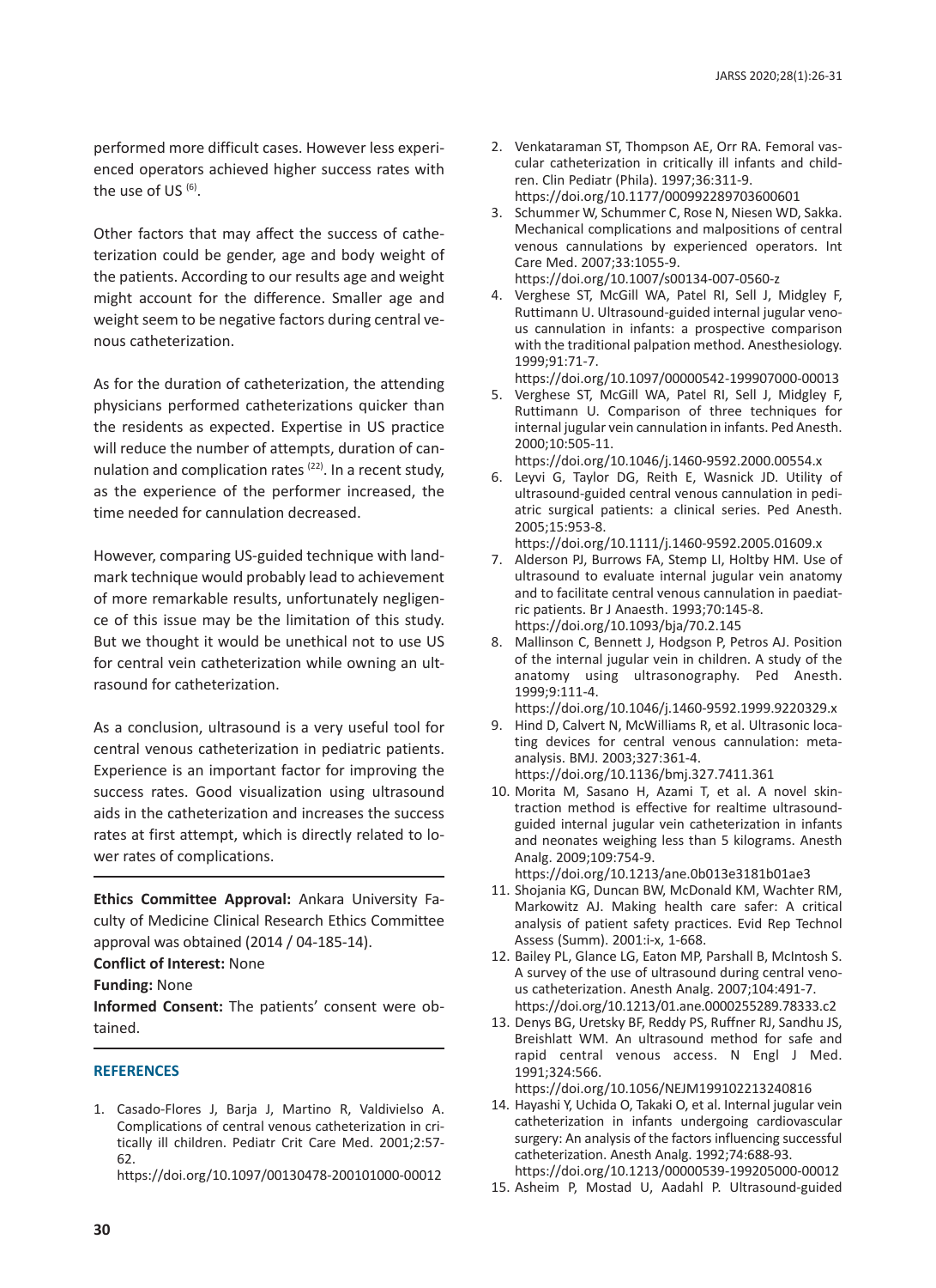performed more difficult cases. However less experienced operators achieved higher success rates with the use of US [6].

Other factors that may affect the success of catheterization could be gender, age and body weight of the patients. According to our results age and weight might account for the difference. Smaller age and weight seem to be negative factors during central venous catheterization.

As for the duration of catheterization, the attending physicians performed catheterizations quicker than the residents as expected. Expertise in US practice will reduce the number of attempts, duration of cannulation and complication rates [22]. In a recent study, as the experience of the performer increased, the time needed for cannulation decreased.

However, comparing US-guided technique with landmark technique would probably lead to achievement of more remarkable results, unfortunately negligence of this issue may be the limitation of this study. But we thought it would be unethical not to use US for central vein catheterization while owning an ultrasound for catheterization.

As a conclusion, ultrasound is a very useful tool for central venous catheterization in pediatric patients. Experience is an important factor for improving the success rates. Good visualization using ultrasound aids in the catheterization and increases the success rates at first attempt, which is directly related to lower rates of complications.

**Ethics Committee Approval:** Ankara University Faculty of Medicine Clinical Research Ethics Committee approval was obtained (2014 / 04-185-14).

**Conflict of Interest:** None

**Funding:** None

**Informed Consent:** The patients' consent were obtained.

## REFERENCES

1. Casado-Flores J, Barja J, Martino R, Valdivielso A. Complications of central venous catheterization in critically ill children. Pediatr Crit Care Med. 2001;2:57-62.
https://doi.org/10.1097/00130478-200101000-00012
2. Venkataraman ST, Thompson AE, Orr RA. Femoral vascular catheterization in critically ill infants and children. Clin Pediatr (Phila). 1997;36:311-9.
https://doi.org/10.1177/000992289703600601
3. Schummer W, Schummer C, Rose N, Niesen WD, Sakka. Mechanical complications and malpositions of central venous cannulations by experienced operators. Int Care Med. 2007;33:1055-9.
https://doi.org/10.1007/s00134-007-0560-z
4. Verghese ST, McGill WA, Patel RI, Sell J, Midgley F, Ruttimann U. Ultrasound-guided internal jugular venous cannulation in infants: a prospective comparison with the traditional palpation method. Anesthesiology. 1999;91:71-7.
https://doi.org/10.1097/00000542-199907000-00013
5. Verghese ST, McGill WA, Patel RI, Sell J, Midgley F, Ruttimann U. Comparison of three techniques for internal jugular vein cannulation in infants. Ped Anesth. 2000;10:505-11.
https://doi.org/10.1046/j.1460-9592.2000.00554.x
6. Leyvi G, Taylor DG, Reith E, Wasnick JD. Utility of ultrasound-guided central venous cannulation in pediatric surgical patients: a clinical series. Ped Anesth. 2005;15:953-8.
https://doi.org/10.1111/j.1460-9592.2005.01609.x
7. Alderson PJ, Burrows FA, Stemp LI, Holtby HM. Use of ultrasound to evaluate internal jugular vein anatomy and to facilitate central venous cannulation in paediatric patients. Br J Anaesth. 1993;70:145-8.
https://doi.org/10.1093/bja/70.2.145
8. Mallinson C, Bennett J, Hodgson P, Petros AJ. Position of the internal jugular vein in children. A study of the anatomy using ultrasonography. Ped Anesth. 1999;9:111-4.
https://doi.org/10.1046/j.1460-9592.1999.9220329.x
9. Hind D, Calvert N, McWilliams R, et al. Ultrasonic locating devices for central venous cannulation: meta-analysis. BMJ. 2003;327:361-4.
https://doi.org/10.1136/bmj.327.7411.361
10. Morita M, Sasano H, Azami T, et al. A novel skin-traction method is effective for realtime ultrasound-guided internal jugular vein catheterization in infants and neonates weighing less than 5 kilograms. Anesth Analg. 2009;109:754-9.
https://doi.org/10.1213/ane.0b013e3181b01ae3
11. Shojania KG, Duncan BW, McDonald KM, Wachter RM, Markowitz AJ. Making health care safer: A critical analysis of patient safety practices. Evid Rep Technol Assess (Summ). 2001:i-x, 1-668.
12. Bailey PL, Glance LG, Eaton MP, Parshall B, McIntosh S. A survey of the use of ultrasound during central venous catheterization. Anesth Analg. 2007;104:491-7.
https://doi.org/10.1213/01.ane.0000255289.78333.c2
13. Denys BG, Uretsky BF, Reddy PS, Ruffner RJ, Sandhu JS, Breishlatt WM. An ultrasound method for safe and rapid central venous access. N Engl J Med. 1991;324:566.
https://doi.org/10.1056/NEJM199102213240816
14. Hayashi Y, Uchida O, Takaki O, et al. Internal jugular vein catheterization in infants undergoing cardiovascular surgery: An analysis of the factors influencing successful catheterization. Anesth Analg. 1992;74:688-93.
https://doi.org/10.1213/00000539-199205000-00012
15. Asheim P, Mostad U, Aadahl P. Ultrasound-guided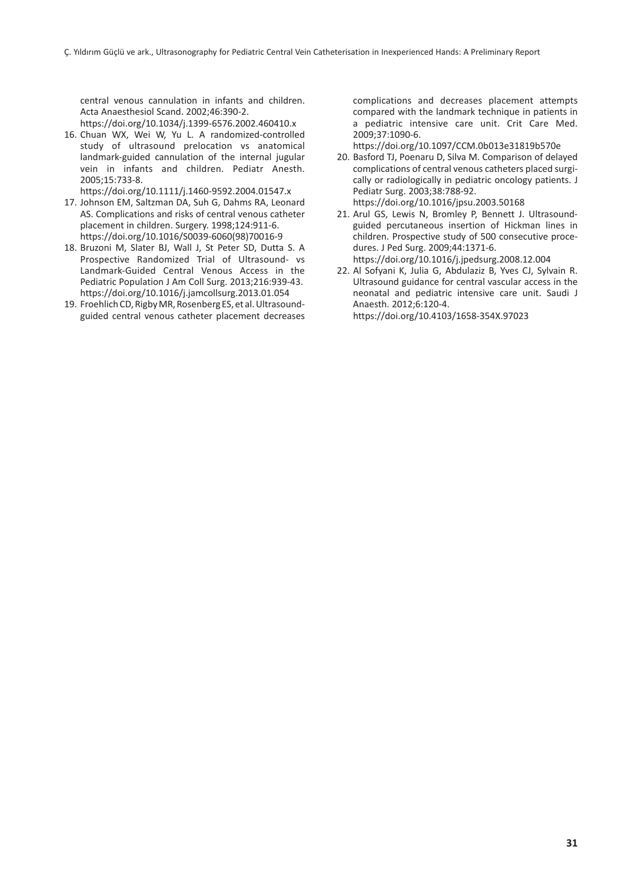central venous cannulation in infants and children. Acta Anaesthesiol Scand. 2002;46:390-2. https://doi.org/10.1034/j.1399-6576.2002.460410.x

16. Chuan WX, Wei W, Yu L. A randomized-controlled study of ultrasound prelocation vs anatomical landmark-guided cannulation of the internal jugular vein in infants and children. Pediatr Anesth. 2005;15:733-8. https://doi.org/10.1111/j.1460-9592.2004.01547.x
17. Johnson EM, Saltzman DA, Suh G, Dahms RA, Leonard AS. Complications and risks of central venous catheter placement in children. Surgery. 1998;124:911-6. https://doi.org/10.1016/S0039-6060(98)70016-9
18. Bruzoni M, Slater BJ, Wall J, St Peter SD, Dutta S. A Prospective Randomized Trial of Ultrasound- vs Landmark-Guided Central Venous Access in the Pediatric Population J Am Coll Surg. 2013;216:939-43. https://doi.org/10.1016/j.jamcollsurg.2013.01.054
19. Froehlich CD, Rigby MR, Rosenberg ES, et al. Ultrasound-guided central venous catheter placement decreases complications and decreases placement attempts compared with the landmark technique in patients in a pediatric intensive care unit. Crit Care Med. 2009;37:1090-6. https://doi.org/10.1097/CCM.0b013e31819b570e
20. Basford TJ, Poenaru D, Silva M. Comparison of delayed complications of central venous catheters placed surgically or radiologically in pediatric oncology patients. J Pediatr Surg. 2003;38:788-92. https://doi.org/10.1016/jpsu.2003.50168
21. Arul GS, Lewis N, Bromley P, Bennett J. Ultrasound-guided percutaneous insertion of Hickman lines in children. Prospective study of 500 consecutive procedures. J Ped Surg. 2009;44:1371-6. https://doi.org/10.1016/j.jpedsurg.2008.12.004
22. Al Sofyani K, Julia G, Abdulaziz B, Yves CJ, Sylvain R. Ultrasound guidance for central vascular access in the neonatal and pediatric intensive care unit. Saudi J Anaesth. 2012;6:120-4. https://doi.org/10.4103/1658-354X.97023